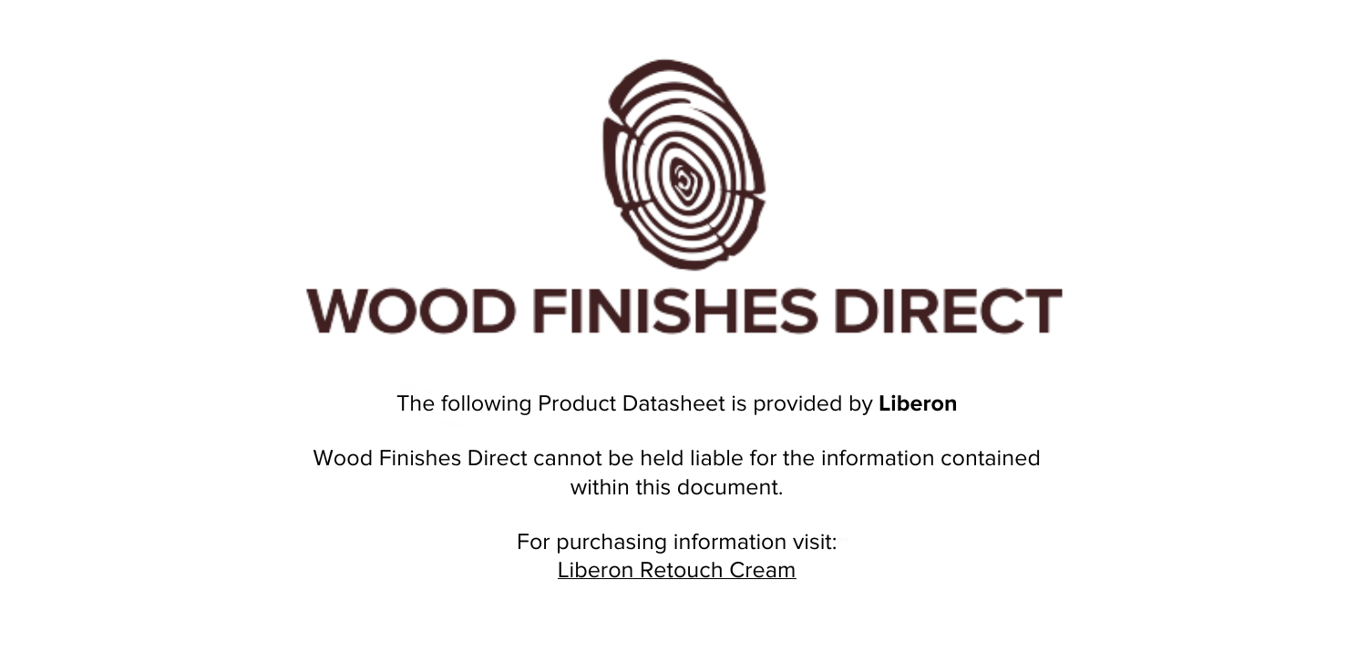# WOOD FINISHES DIRECT

The following Product Datasheet is provided by **Liberon**

Wood Finishes Direct cannot be held liable for the information contained within this document.

For purchasing information visit:
Liberon Retouch Cream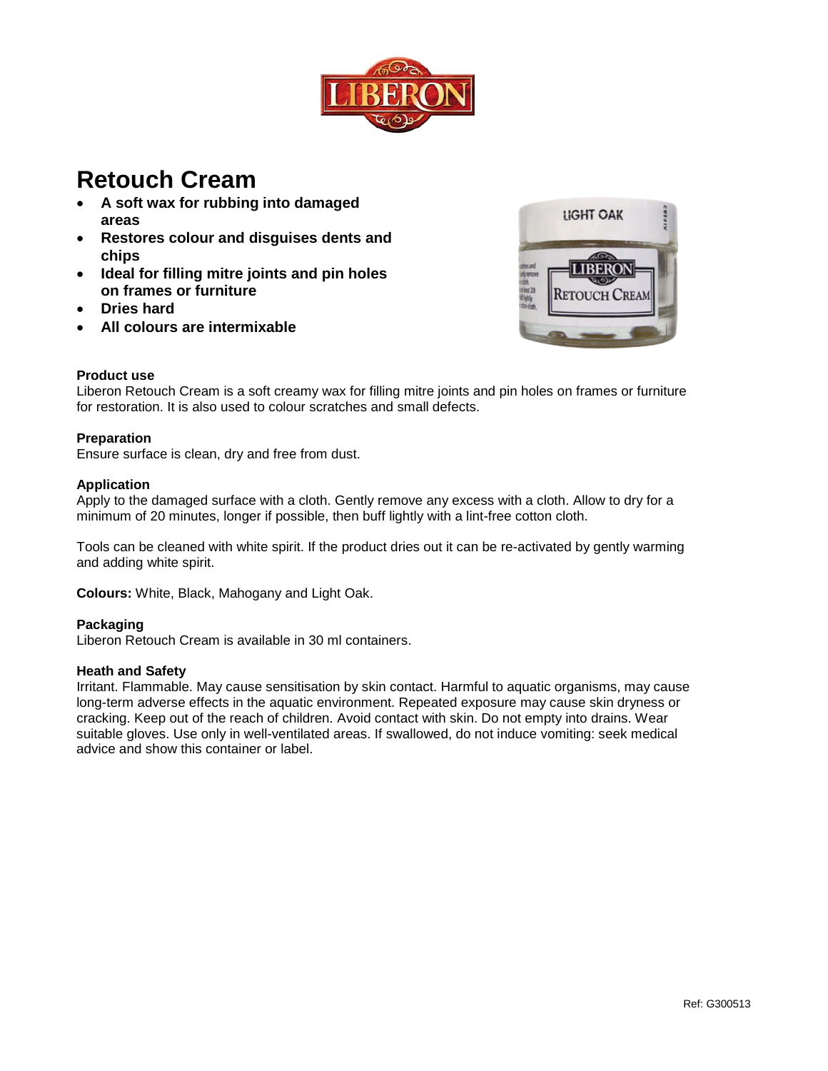LIBERON

# Retouch Cream

- **A soft wax for rubbing into damaged areas**
- **Restores colour and disguises dents and chips**
- **Ideal for filling mitre joints and pin holes on frames or furniture**
- **Dries hard**
- **All colours are intermixable**

**Product use**
Liberon Retouch Cream is a soft creamy wax for filling mitre joints and pin holes on frames or furniture for restoration. It is also used to colour scratches and small defects.

**Preparation**
Ensure surface is clean, dry and free from dust.

**Application**
Apply to the damaged surface with a cloth. Gently remove any excess with a cloth. Allow to dry for a minimum of 20 minutes, longer if possible, then buff lightly with a lint-free cotton cloth.

Tools can be cleaned with white spirit. If the product dries out it can be re-activated by gently warming and adding white spirit.

**Colours:** White, Black, Mahogany and Light Oak.

**Packaging**
Liberon Retouch Cream is available in 30 ml containers.

**Heath and Safety**
Irritant. Flammable. May cause sensitisation by skin contact. Harmful to aquatic organisms, may cause long-term adverse effects in the aquatic environment. Repeated exposure may cause skin dryness or cracking. Keep out of the reach of children. Avoid contact with skin. Do not empty into drains. Wear suitable gloves. Use only in well-ventilated areas. If swallowed, do not induce vomiting: seek medical advice and show this container or label.

Ref: G300513